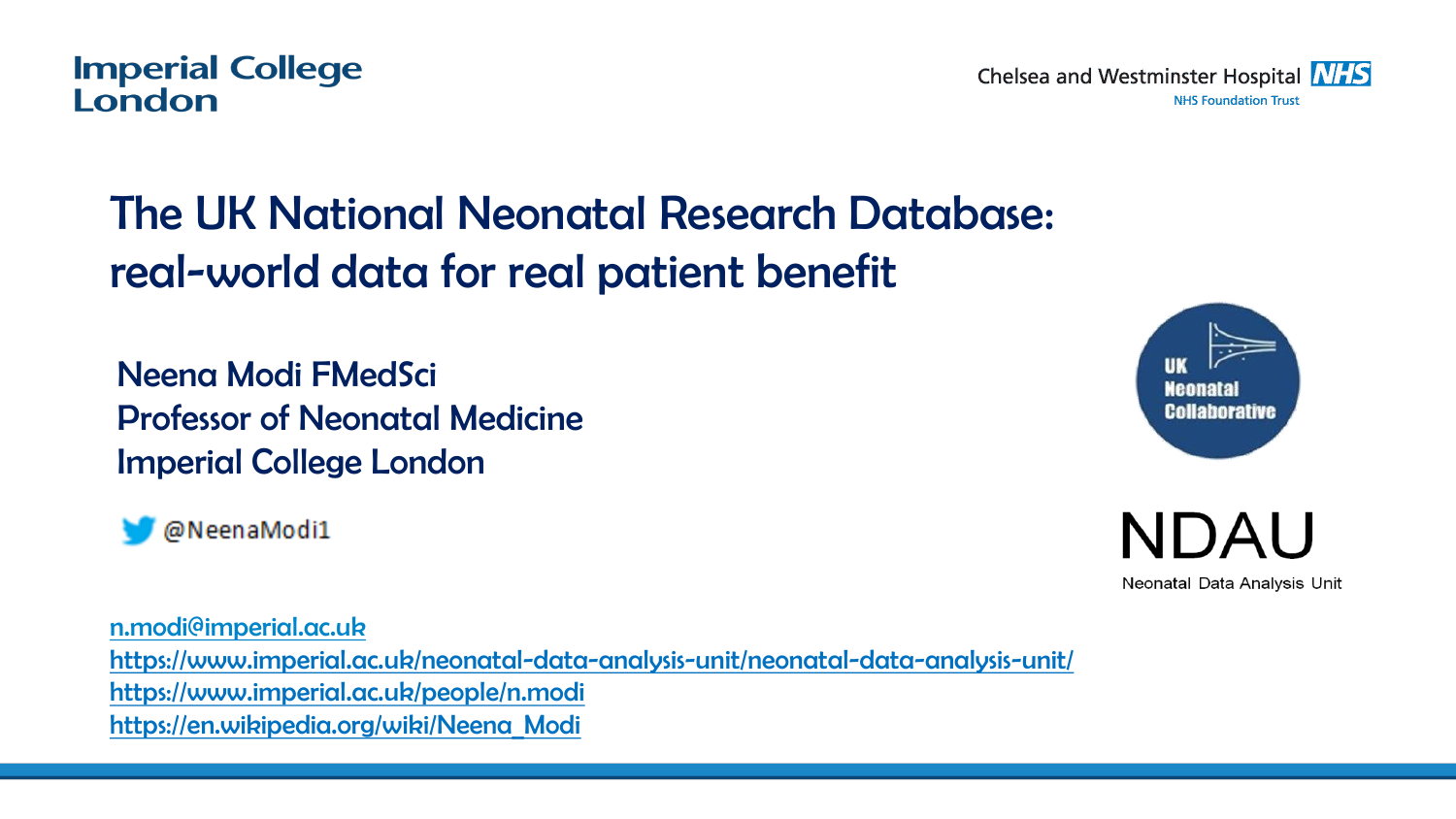Imperial College London

Chelsea and Westminster Hospital NHS Foundation Trust

# The UK National Neonatal Research Database: real-world data for real patient benefit

Neena Modi FMedSci
Professor of Neonatal Medicine
Imperial College London

@NeenaModi1

UK Neonatal Collaborative

NDAU
Neonatal Data Analysis Unit

n.modi@imperial.ac.uk
https://www.imperial.ac.uk/neonatal-data-analysis-unit/neonatal-data-analysis-unit/
https://www.imperial.ac.uk/people/n.modi
https://en.wikipedia.org/wiki/Neena_Modi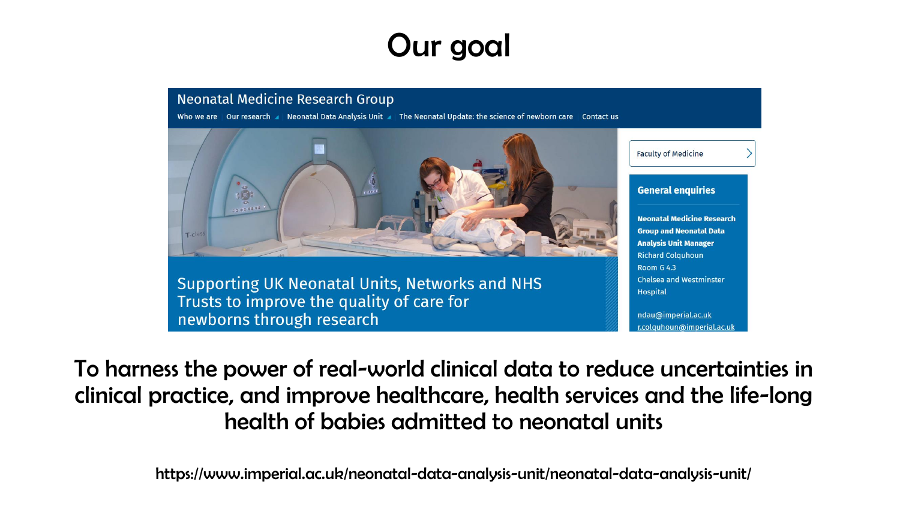# Our goal

Neonatal Medicine Research Group

Who we are | Our research | Neonatal Data Analysis Unit | The Neonatal Update: the science of newborn care | Contact us

Supporting UK Neonatal Units, Networks and NHS Trusts to improve the quality of care for newborns through research

Faculty of Medicine

**General enquiries**

**Neonatal Medicine Research Group and Neonatal Data Analysis Unit Manager**
Richard Colquhoun
Room G 4.3
Chelsea and Westminster Hospital

ndau@imperial.ac.uk
r.colquhoun@imperial.ac.uk

To harness the power of real-world clinical data to reduce uncertainties in clinical practice, and improve healthcare, health services and the life-long health of babies admitted to neonatal units

https://www.imperial.ac.uk/neonatal-data-analysis-unit/neonatal-data-analysis-unit/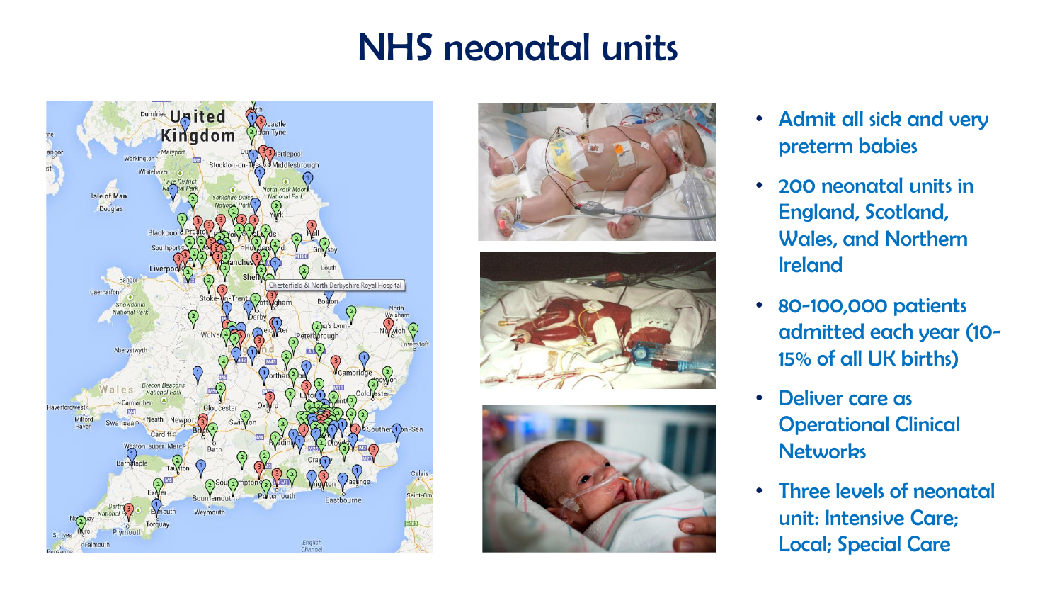# NHS neonatal units

- Admit all sick and very preterm babies
- 200 neonatal units in England, Scotland, Wales, and Northern Ireland
- 80-100,000 patients admitted each year (10-15% of all UK births)
- Deliver care as Operational Clinical Networks
- Three levels of neonatal unit: Intensive Care; Local; Special Care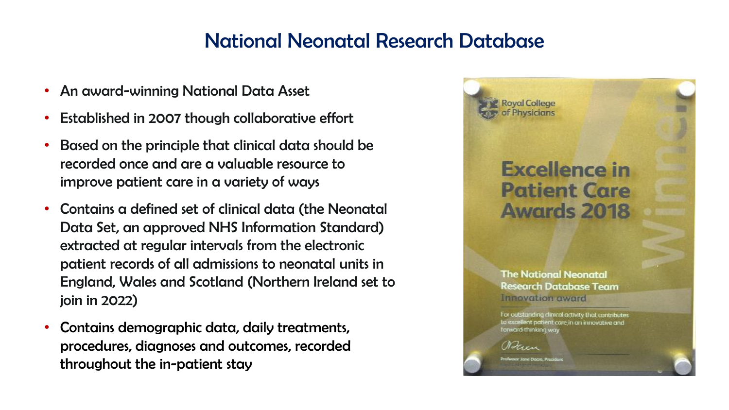# National Neonatal Research Database

- An award-winning National Data Asset
- Established in 2007 though collaborative effort
- Based on the principle that clinical data should be recorded once and are a valuable resource to improve patient care in a variety of ways
- Contains a defined set of clinical data (the Neonatal Data Set, an approved NHS Information Standard) extracted at regular intervals from the electronic patient records of all admissions to neonatal units in England, Wales and Scotland (Northern Ireland set to join in 2022)
- Contains demographic data, daily treatments, procedures, diagnoses and outcomes, recorded throughout the in-patient stay

Royal College of Physicians

**Excellence in Patient Care Awards 2018**

Winner

**The National Neonatal Research Database Team**

Innovation award

For outstanding clinical activity that contributes to excellent patient care in an innovative and forward-thinking way

Professor Jane Dacre, President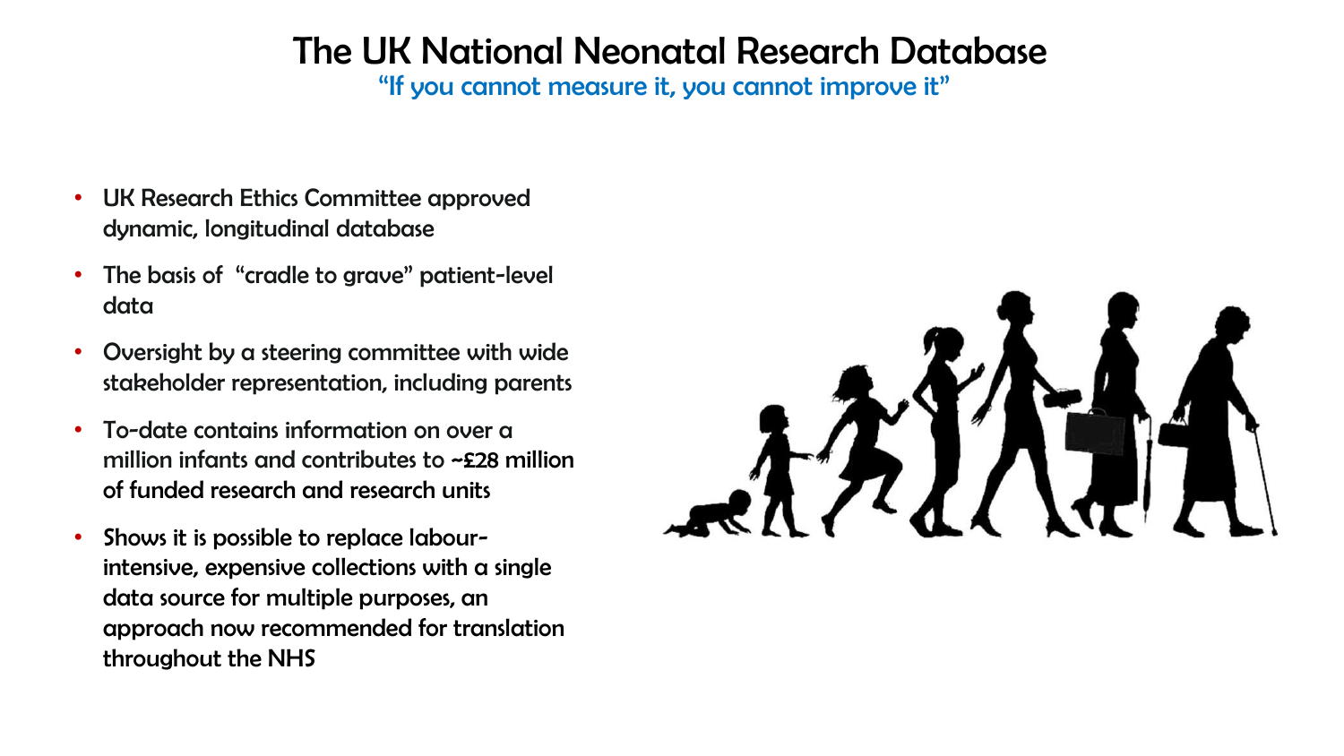# The UK National Neonatal Research Database

"If you cannot measure it, you cannot improve it"

- UK Research Ethics Committee approved dynamic, longitudinal database
- The basis of "cradle to grave" patient-level data
- Oversight by a steering committee with wide stakeholder representation, including parents
- To-date contains information on over a million infants and contributes to ~£28 million of funded research and research units
- Shows it is possible to replace labour-intensive, expensive collections with a single data source for multiple purposes, an approach now recommended for translation throughout the NHS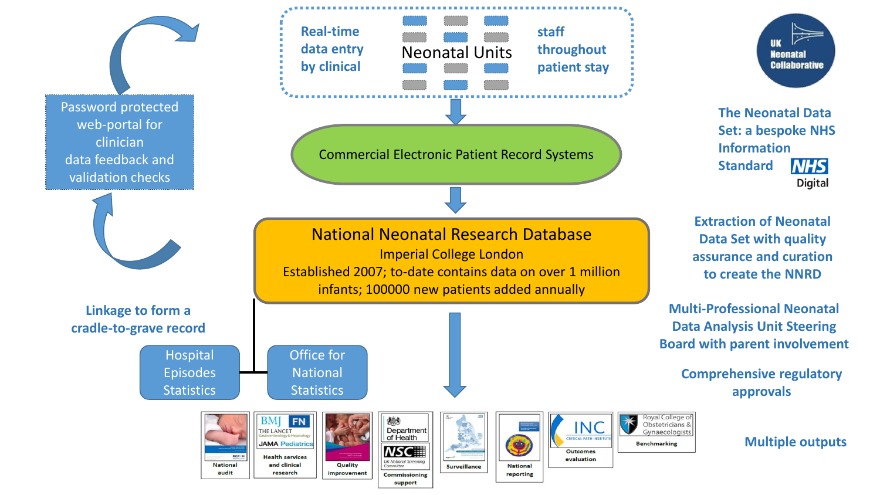Real-time data entry by clinical staff throughout patient stay

Neonatal Units

Commercial Electronic Patient Record Systems

Password protected web-portal for clinician data feedback and validation checks

**National Neonatal Research Database**
Imperial College London
Established 2007; to-date contains data on over 1 million infants; 100000 new patients added annually

Linkage to form a cradle-to-grave record

Hospital Episodes Statistics

Office for National Statistics

UK Neonatal Collaborative

The Neonatal Data Set: a bespoke NHS Information Standard — NHS Digital

Extraction of Neonatal Data Set with quality assurance and curation to create the NNRD

Multi-Professional Neonatal Data Analysis Unit Steering Board with parent involvement

Comprehensive regulatory approvals

Multiple outputs

- National audit
- Health services and clinical research (BMJ, FN, The Lancet Gastroenterology & Hepatology, JAMA Pediatrics)
- Quality improvement
- Commissioning support (Department of Health, UK National Screening Committee)
- Surveillance
- National reporting
- Outcomes evaluation (INC Critical Path Institute)
- Benchmarking (Royal College of Obstetricians & Gynaecologists)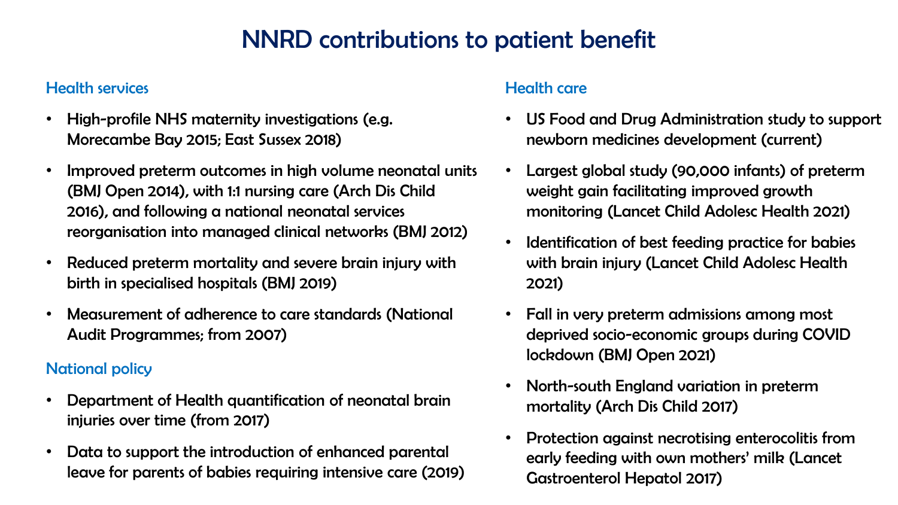# NNRD contributions to patient benefit

## Health services

- High-profile NHS maternity investigations (e.g. Morecambe Bay 2015; East Sussex 2018)
- Improved preterm outcomes in high volume neonatal units (BMJ Open 2014), with 1:1 nursing care (Arch Dis Child 2016), and following a national neonatal services reorganisation into managed clinical networks (BMJ 2012)
- Reduced preterm mortality and severe brain injury with birth in specialised hospitals (BMJ 2019)
- Measurement of adherence to care standards (National Audit Programmes; from 2007)

## National policy

- Department of Health quantification of neonatal brain injuries over time (from 2017)
- Data to support the introduction of enhanced parental leave for parents of babies requiring intensive care (2019)

## Health care

- US Food and Drug Administration study to support newborn medicines development (current)
- Largest global study (90,000 infants) of preterm weight gain facilitating improved growth monitoring (Lancet Child Adolesc Health 2021)
- Identification of best feeding practice for babies with brain injury (Lancet Child Adolesc Health 2021)
- Fall in very preterm admissions among most deprived socio-economic groups during COVID lockdown (BMJ Open 2021)
- North-south England variation in preterm mortality (Arch Dis Child 2017)
- Protection against necrotising enterocolitis from early feeding with own mothers' milk (Lancet Gastroenterol Hepatol 2017)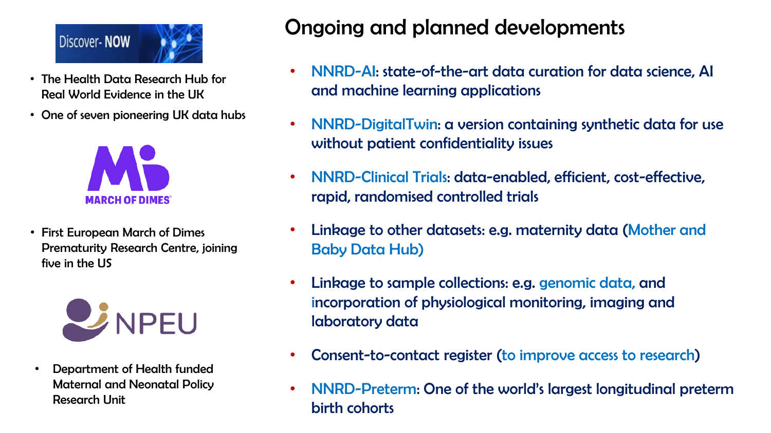Discover- NOW

- The Health Data Research Hub for Real World Evidence in the UK
- One of seven pioneering UK data hubs

MARCH OF DIMES

- First European March of Dimes Prematurity Research Centre, joining five in the US

NPEU

- Department of Health funded Maternal and Neonatal Policy Research Unit

# Ongoing and planned developments

- NNRD-AI: state-of-the-art data curation for data science, AI and machine learning applications
- NNRD-DigitalTwin: a version containing synthetic data for use without patient confidentiality issues
- NNRD-Clinical Trials: data-enabled, efficient, cost-effective, rapid, randomised controlled trials
- Linkage to other datasets: e.g. maternity data (Mother and Baby Data Hub)
- Linkage to sample collections: e.g. genomic data, and incorporation of physiological monitoring, imaging and laboratory data
- Consent-to-contact register (to improve access to research)
- NNRD-Preterm: One of the world's largest longitudinal preterm birth cohorts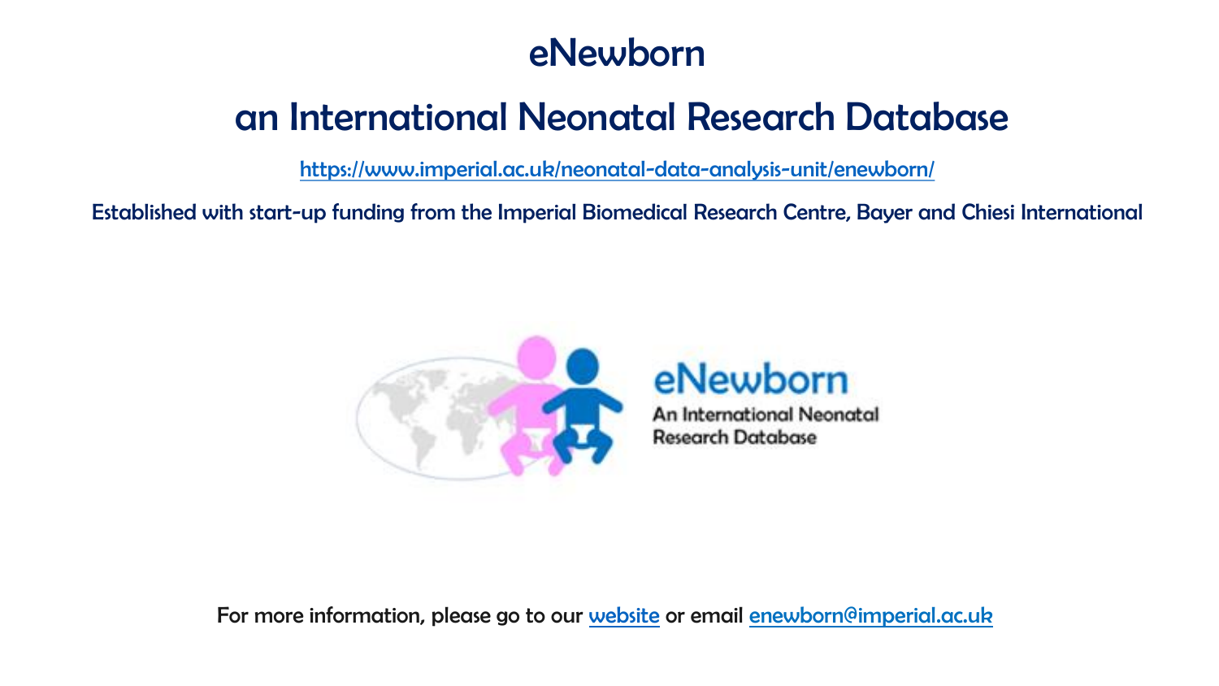# eNewborn

## an International Neonatal Research Database

https://www.imperial.ac.uk/neonatal-data-analysis-unit/enewborn/

Established with start-up funding from the Imperial Biomedical Research Centre, Bayer and Chiesi International

For more information, please go to our [website](https://www.imperial.ac.uk/neonatal-data-analysis-unit/enewborn/) or email [enewborn@imperial.ac.uk](mailto:enewborn@imperial.ac.uk)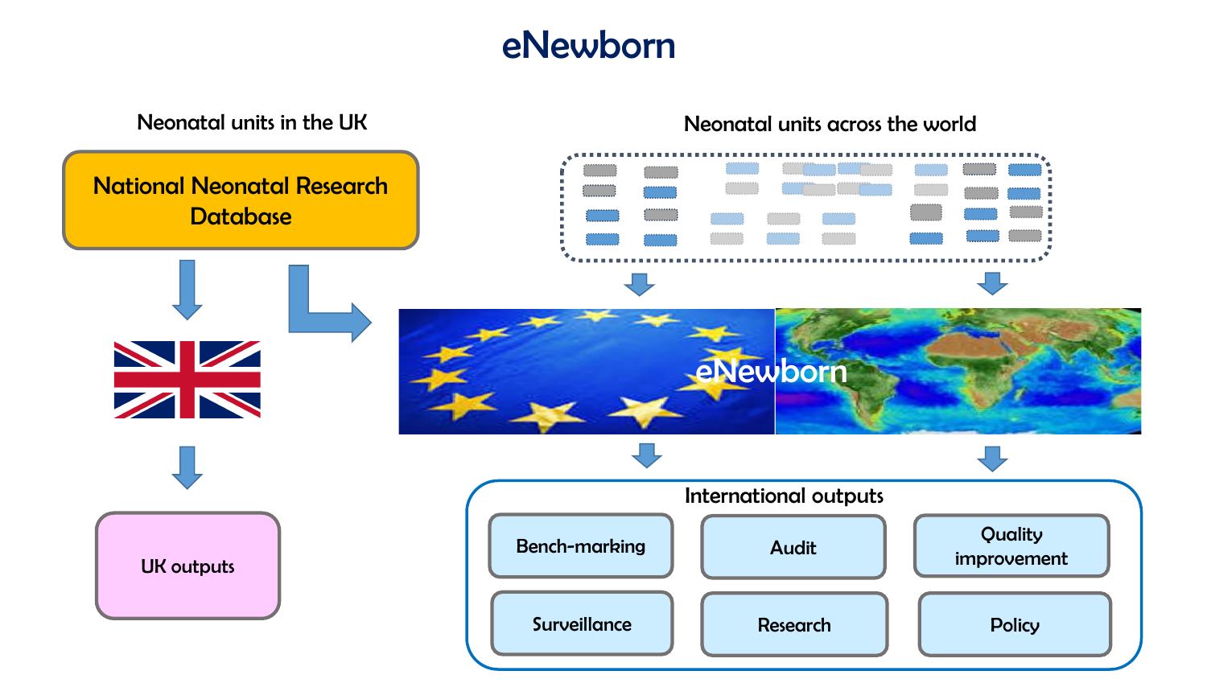# eNewborn

Neonatal units in the UK

National Neonatal Research Database

UK outputs

Neonatal units across the world

eNewborn

International outputs

- Bench-marking
- Audit
- Quality improvement
- Surveillance
- Research
- Policy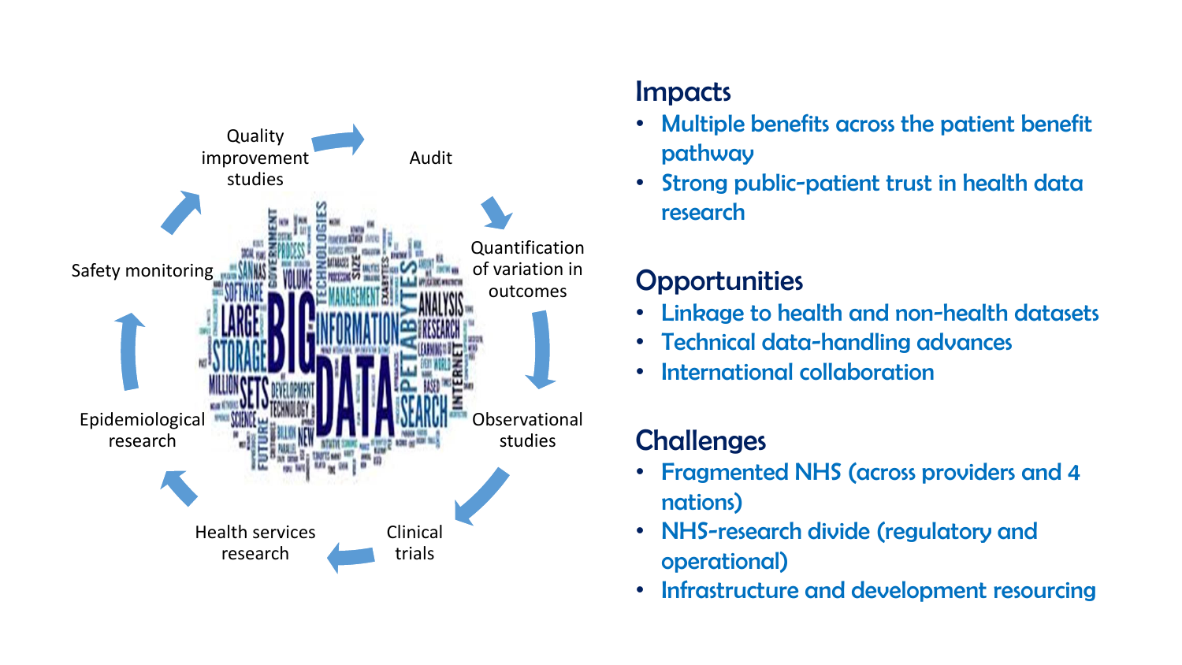Quality improvement studies

Audit

Quantification of variation in outcomes

Observational studies

Clinical trials

Health services research

Epidemiological research

Safety monitoring

## Impacts

- Multiple benefits across the patient benefit pathway
- Strong public-patient trust in health data research

## Opportunities

- Linkage to health and non-health datasets
- Technical data-handling advances
- International collaboration

## Challenges

- Fragmented NHS (across providers and 4 nations)
- NHS-research divide (regulatory and operational)
- Infrastructure and development resourcing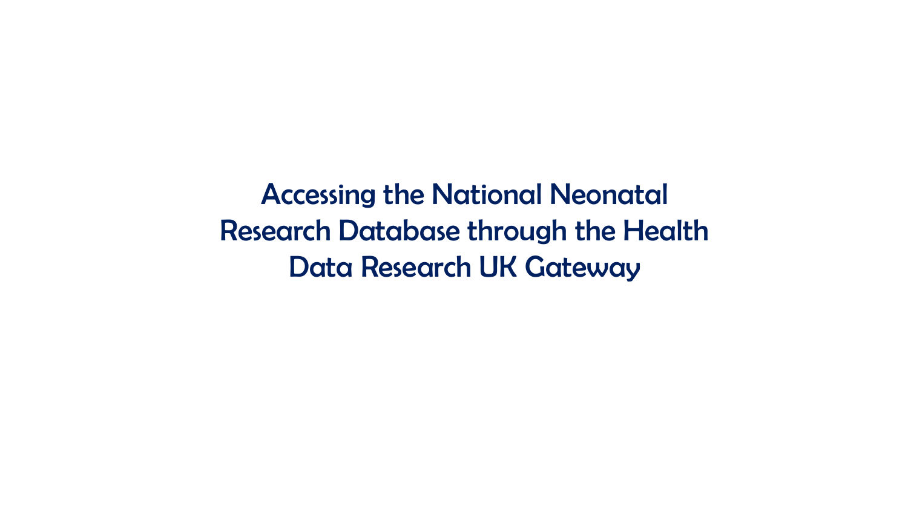# Accessing the National Neonatal Research Database through the Health Data Research UK Gateway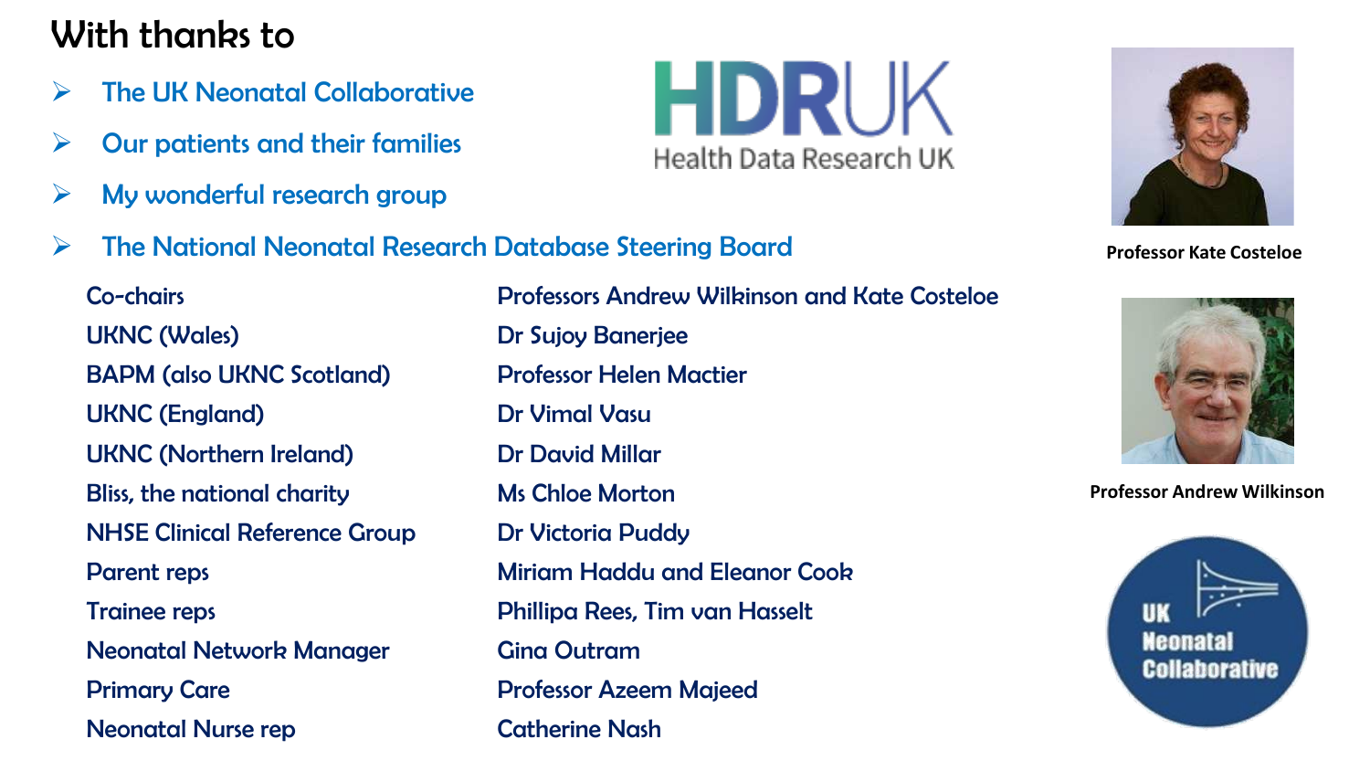# With thanks to

- The UK Neonatal Collaborative
- Our patients and their families
- My wonderful research group
- The National Neonatal Research Database Steering Board

| | |
|---|---|
| Co-chairs | Professors Andrew Wilkinson and Kate Costeloe |
| UKNC (Wales) | Dr Sujoy Banerjee |
| BAPM (also UKNC Scotland) | Professor Helen Mactier |
| UKNC (England) | Dr Vimal Vasu |
| UKNC (Northern Ireland) | Dr David Millar |
| Bliss, the national charity | Ms Chloe Morton |
| NHSE Clinical Reference Group | Dr Victoria Puddy |
| Parent reps | Miriam Haddu and Eleanor Cook |
| Trainee reps | Phillipa Rees, Tim van Hasselt |
| Neonatal Network Manager | Gina Outram |
| Primary Care | Professor Azeem Majeed |
| Neonatal Nurse rep | Catherine Nash |

HDRUK
Health Data Research UK

Professor Kate Costeloe

Professor Andrew Wilkinson

UK Neonatal Collaborative